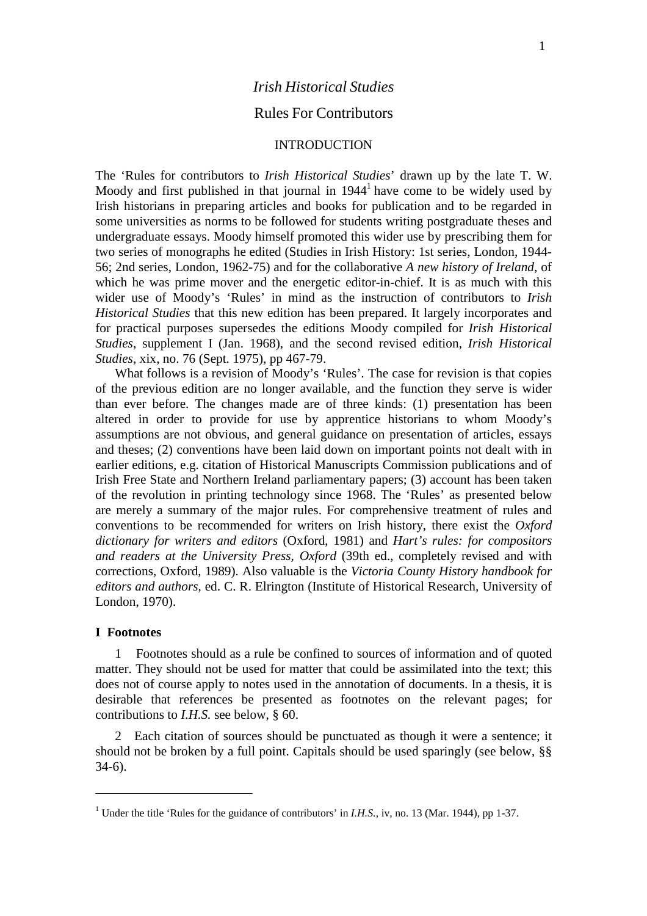# *Irish Historical Studies*

## Rules For Contributors

### INTRODUCTION

The 'Rules for contributors to *Irish Historical Studies*' drawn up by the late T. W. Moody and first published in that journal in 1944[1] have come to be widely used by Irish historians in preparing articles and books for publication and to be regarded in some universities as norms to be followed for students writing postgraduate theses and undergraduate essays. Moody himself promoted this wider use by prescribing them for two series of monographs he edited (Studies in Irish History: 1st series, London, 1944-56; 2nd series, London, 1962-75) and for the collaborative *A new history of Ireland*, of which he was prime mover and the energetic editor-in-chief. It is as much with this wider use of Moody's 'Rules' in mind as the instruction of contributors to *Irish Historical Studies* that this new edition has been prepared. It largely incorporates and for practical purposes supersedes the editions Moody compiled for *Irish Historical Studies*, supplement I (Jan. 1968), and the second revised edition, *Irish Historical Studies*, xix, no. 76 (Sept. 1975), pp 467-79.

What follows is a revision of Moody's 'Rules'. The case for revision is that copies of the previous edition are no longer available, and the function they serve is wider than ever before. The changes made are of three kinds: (1) presentation has been altered in order to provide for use by apprentice historians to whom Moody's assumptions are not obvious, and general guidance on presentation of articles, essays and theses; (2) conventions have been laid down on important points not dealt with in earlier editions, e.g. citation of Historical Manuscripts Commission publications and of Irish Free State and Northern Ireland parliamentary papers; (3) account has been taken of the revolution in printing technology since 1968. The 'Rules' as presented below are merely a summary of the major rules. For comprehensive treatment of rules and conventions to be recommended for writers on Irish history, there exist the *Oxford dictionary for writers and editors* (Oxford, 1981) and *Hart's rules: for compositors and readers at the University Press, Oxford* (39th ed., completely revised and with corrections, Oxford, 1989). Also valuable is the *Victoria County History handbook for editors and authors*, ed. C. R. Elrington (Institute of Historical Research, University of London, 1970).

### I Footnotes

1 Footnotes should as a rule be confined to sources of information and of quoted matter. They should not be used for matter that could be assimilated into the text; this does not of course apply to notes used in the annotation of documents. In a thesis, it is desirable that references be presented as footnotes on the relevant pages; for contributions to *I.H.S.* see below, § 60.

2 Each citation of sources should be punctuated as though it were a sentence; it should not be broken by a full point. Capitals should be used sparingly (see below, §§ 34-6).

---

[1] Under the title 'Rules for the guidance of contributors' in *I.H.S.*, iv, no. 13 (Mar. 1944), pp 1-37.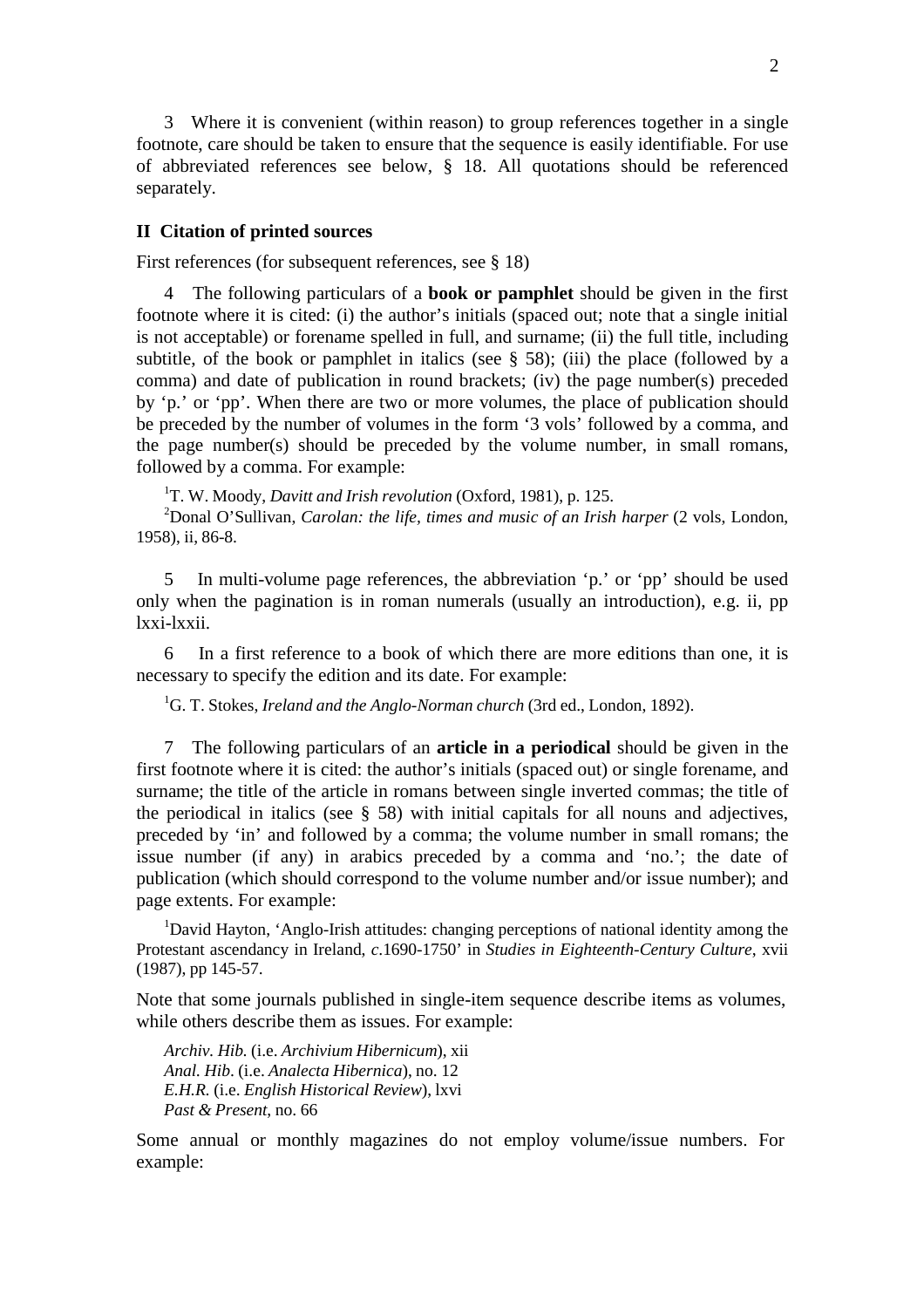3 Where it is convenient (within reason) to group references together in a single footnote, care should be taken to ensure that the sequence is easily identifiable. For use of abbreviated references see below, § 18. All quotations should be referenced separately.

## II Citation of printed sources

First references (for subsequent references, see § 18)

4 The following particulars of a **book or pamphlet** should be given in the first footnote where it is cited: (i) the author's initials (spaced out; note that a single initial is not acceptable) or forename spelled in full, and surname; (ii) the full title, including subtitle, of the book or pamphlet in italics (see § 58); (iii) the place (followed by a comma) and date of publication in round brackets; (iv) the page number(s) preceded by 'p.' or 'pp'. When there are two or more volumes, the place of publication should be preceded by the number of volumes in the form '3 vols' followed by a comma, and the page number(s) should be preceded by the volume number, in small romans, followed by a comma. For example:

> [1]T. W. Moody, *Davitt and Irish revolution* (Oxford, 1981), p. 125.
>
> [2]Donal O'Sullivan, *Carolan: the life, times and music of an Irish harper* (2 vols, London, 1958), ii, 86-8.

5 In multi-volume page references, the abbreviation 'p.' or 'pp' should be used only when the pagination is in roman numerals (usually an introduction), e.g. ii, pp lxxi-lxxii.

6 In a first reference to a book of which there are more editions than one, it is necessary to specify the edition and its date. For example:

> [1]G. T. Stokes, *Ireland and the Anglo-Norman church* (3rd ed., London, 1892).

7 The following particulars of an **article in a periodical** should be given in the first footnote where it is cited: the author's initials (spaced out) or single forename, and surname; the title of the article in romans between single inverted commas; the title of the periodical in italics (see § 58) with initial capitals for all nouns and adjectives, preceded by 'in' and followed by a comma; the volume number in small romans; the issue number (if any) in arabics preceded by a comma and 'no.'; the date of publication (which should correspond to the volume number and/or issue number); and page extents. For example:

> [1]David Hayton, 'Anglo-Irish attitudes: changing perceptions of national identity among the Protestant ascendancy in Ireland, *c*.1690-1750' in *Studies in Eighteenth-Century Culture*, xvii (1987), pp 145-57.

Note that some journals published in single-item sequence describe items as volumes, while others describe them as issues. For example:

> *Archiv. Hib.* (i.e. *Archivium Hibernicum*), xii
> *Anal. Hib*. (i.e. *Analecta Hibernica*), no. 12
> *E.H.R.* (i.e. *English Historical Review*), lxvi
> *Past & Present*, no. 66

Some annual or monthly magazines do not employ volume/issue numbers. For example: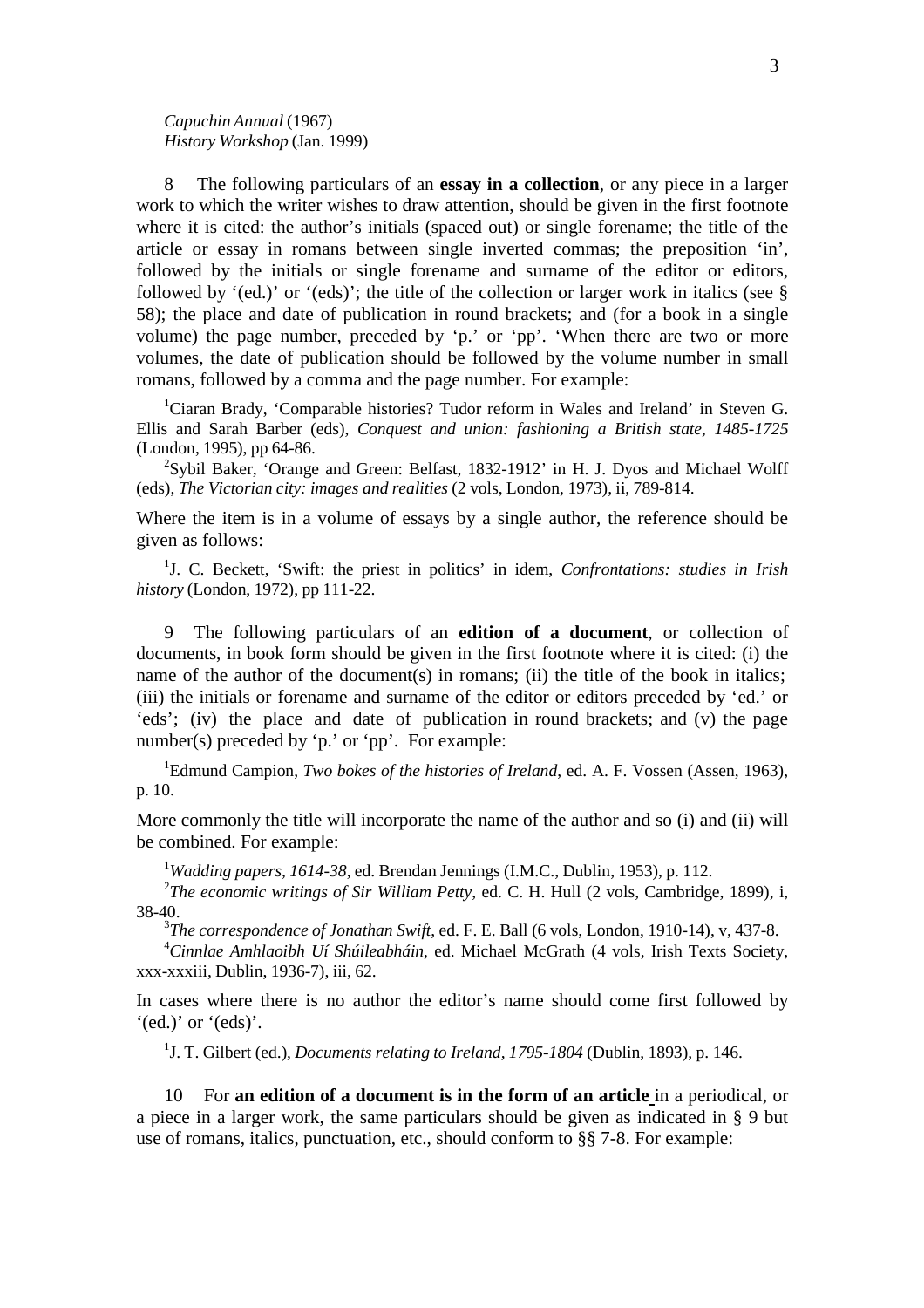*Capuchin Annual* (1967)
*History Workshop* (Jan. 1999)

8 The following particulars of an **essay in a collection**, or any piece in a larger work to which the writer wishes to draw attention, should be given in the first footnote where it is cited: the author's initials (spaced out) or single forename; the title of the article or essay in romans between single inverted commas; the preposition 'in', followed by the initials or single forename and surname of the editor or editors, followed by '(ed.)' or '(eds)'; the title of the collection or larger work in italics (see § 58); the place and date of publication in round brackets; and (for a book in a single volume) the page number, preceded by 'p.' or 'pp'. 'When there are two or more volumes, the date of publication should be followed by the volume number in small romans, followed by a comma and the page number. For example:

[1]Ciaran Brady, 'Comparable histories? Tudor reform in Wales and Ireland' in Steven G. Ellis and Sarah Barber (eds), *Conquest and union: fashioning a British state, 1485-1725* (London, 1995), pp 64-86.

[2]Sybil Baker, 'Orange and Green: Belfast, 1832-1912' in H. J. Dyos and Michael Wolff (eds), *The Victorian city: images and realities* (2 vols, London, 1973), ii, 789-814.

Where the item is in a volume of essays by a single author, the reference should be given as follows:

[1]J. C. Beckett, 'Swift: the priest in politics' in idem, *Confrontations: studies in Irish history* (London, 1972), pp 111-22.

9 The following particulars of an **edition of a document**, or collection of documents, in book form should be given in the first footnote where it is cited: (i) the name of the author of the document(s) in romans; (ii) the title of the book in italics; (iii) the initials or forename and surname of the editor or editors preceded by 'ed.' or 'eds'; (iv) the place and date of publication in round brackets; and (v) the page number(s) preceded by 'p.' or 'pp'. For example:

[1]Edmund Campion, *Two bokes of the histories of Ireland*, ed. A. F. Vossen (Assen, 1963), p. 10.

More commonly the title will incorporate the name of the author and so (i) and (ii) will be combined. For example:

[1]*Wadding papers, 1614-38*, ed. Brendan Jennings (I.M.C., Dublin, 1953), p. 112.

[2]*The economic writings of Sir William Petty*, ed. C. H. Hull (2 vols, Cambridge, 1899), i, 38-40.

[3]*The correspondence of Jonathan Swift*, ed. F. E. Ball (6 vols, London, 1910-14), v, 437-8.

[4]*Cinnlae Amhlaoibh Uí Shúileabháin*, ed. Michael McGrath (4 vols, Irish Texts Society, xxx-xxxiii, Dublin, 1936-7), iii, 62.

In cases where there is no author the editor's name should come first followed by '(ed.)' or '(eds)'.

[1]J. T. Gilbert (ed.), *Documents relating to Ireland, 1795-1804* (Dublin, 1893), p. 146.

10 For **an edition of a document is in the form of an article** in a periodical, or a piece in a larger work, the same particulars should be given as indicated in § 9 but use of romans, italics, punctuation, etc., should conform to §§ 7-8. For example: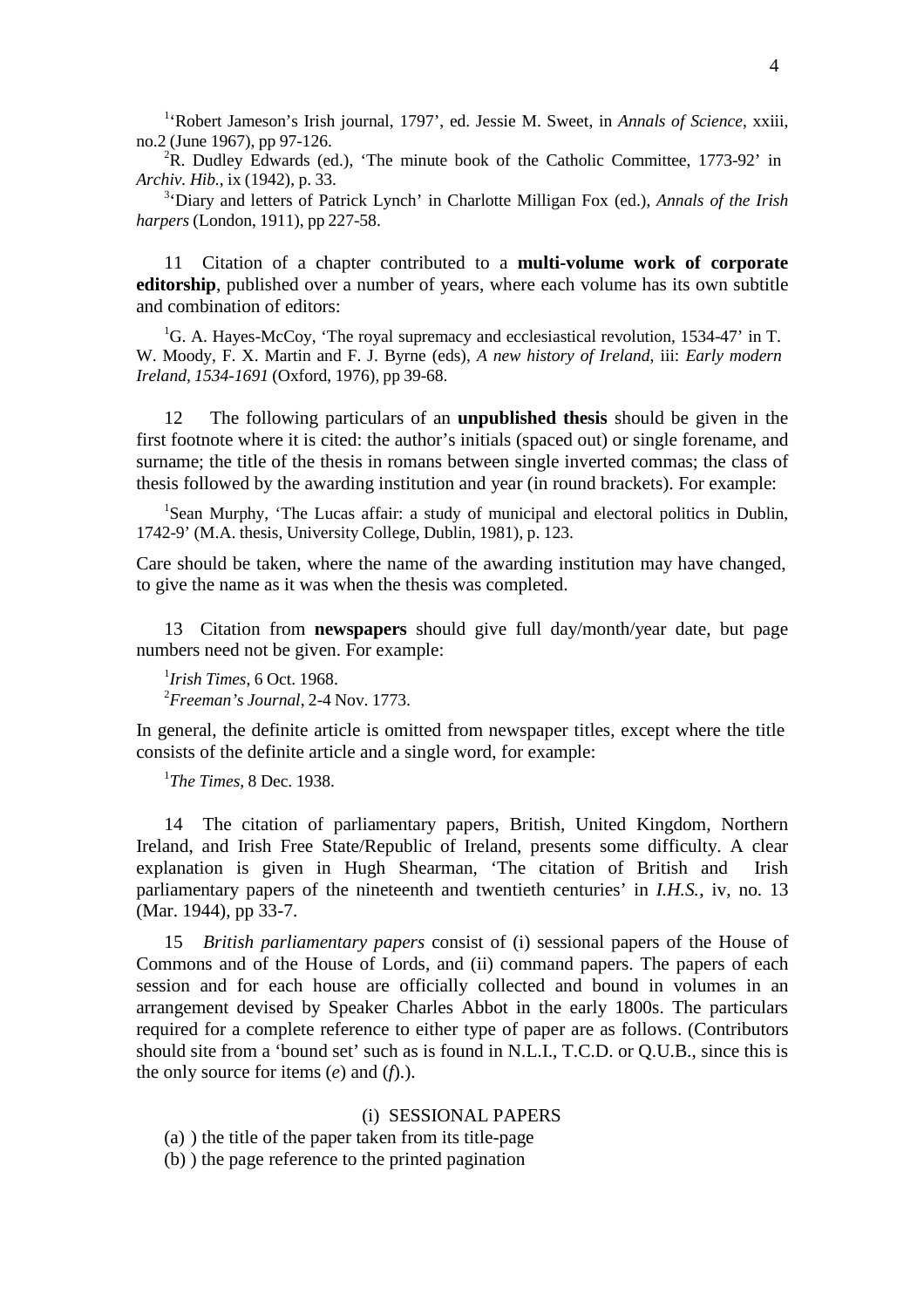[1]'Robert Jameson's Irish journal, 1797', ed. Jessie M. Sweet, in *Annals of Science*, xxiii, no.2 (June 1967), pp 97-126.
[2]R. Dudley Edwards (ed.), 'The minute book of the Catholic Committee, 1773-92' in *Archiv. Hib.*, ix (1942), p. 33.
[3]'Diary and letters of Patrick Lynch' in Charlotte Milligan Fox (ed.), *Annals of the Irish harpers* (London, 1911), pp 227-58.

11 Citation of a chapter contributed to a **multi-volume work of corporate editorship**, published over a number of years, where each volume has its own subtitle and combination of editors:

[1]G. A. Hayes-McCoy, 'The royal supremacy and ecclesiastical revolution, 1534-47' in T. W. Moody, F. X. Martin and F. J. Byrne (eds), *A new history of Ireland*, iii: *Early modern Ireland, 1534-1691* (Oxford, 1976), pp 39-68.

12 The following particulars of an **unpublished thesis** should be given in the first footnote where it is cited: the author's initials (spaced out) or single forename, and surname; the title of the thesis in romans between single inverted commas; the class of thesis followed by the awarding institution and year (in round brackets). For example:

[1]Sean Murphy, 'The Lucas affair: a study of municipal and electoral politics in Dublin, 1742-9' (M.A. thesis, University College, Dublin, 1981), p. 123.

Care should be taken, where the name of the awarding institution may have changed, to give the name as it was when the thesis was completed.

13 Citation from **newspapers** should give full day/month/year date, but page numbers need not be given. For example:

[1]*Irish Times*, 6 Oct. 1968.
[2]*Freeman's Journal*, 2-4 Nov. 1773.

In general, the definite article is omitted from newspaper titles, except where the title consists of the definite article and a single word, for example:

[1]*The Times*, 8 Dec. 1938.

14 The citation of parliamentary papers, British, United Kingdom, Northern Ireland, and Irish Free State/Republic of Ireland, presents some difficulty. A clear explanation is given in Hugh Shearman, 'The citation of British and Irish parliamentary papers of the nineteenth and twentieth centuries' in *I.H.S.*, iv, no. 13 (Mar. 1944), pp 33-7.

15 *British parliamentary papers* consist of (i) sessional papers of the House of Commons and of the House of Lords, and (ii) command papers. The papers of each session and for each house are officially collected and bound in volumes in an arrangement devised by Speaker Charles Abbot in the early 1800s. The particulars required for a complete reference to either type of paper are as follows. (Contributors should site from a 'bound set' such as is found in N.L.I., T.C.D. or Q.U.B., since this is the only source for items (*e*) and (*f*).).

(i) SESSIONAL PAPERS

(a) ) the title of the paper taken from its title-page
(b) ) the page reference to the printed pagination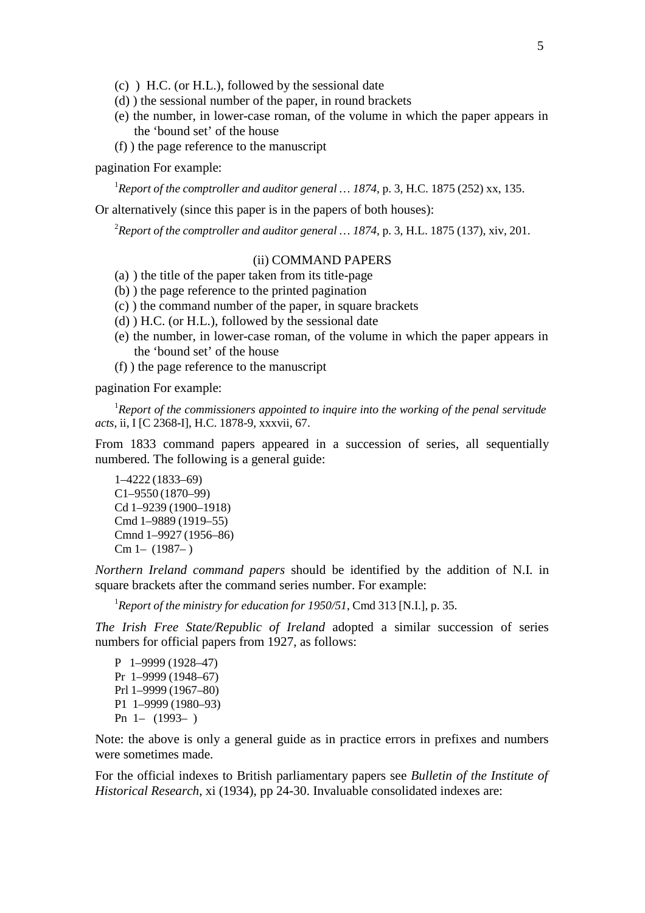(c) ) H.C. (or H.L.), followed by the sessional date
(d) ) the sessional number of the paper, in round brackets
(e) the number, in lower-case roman, of the volume in which the paper appears in the 'bound set' of the house
(f) ) the page reference to the manuscript

pagination For example:

> [1]*Report of the comptroller and auditor general … 1874*, p. 3, H.C. 1875 (252) xx, 135.

Or alternatively (since this paper is in the papers of both houses):

> [2]*Report of the comptroller and auditor general … 1874*, p. 3, H.L. 1875 (137), xiv, 201.

(ii) COMMAND PAPERS

(a) ) the title of the paper taken from its title-page
(b) ) the page reference to the printed pagination
(c) ) the command number of the paper, in square brackets
(d) ) H.C. (or H.L.), followed by the sessional date
(e) the number, in lower-case roman, of the volume in which the paper appears in the 'bound set' of the house
(f) ) the page reference to the manuscript

pagination For example:

> [1]*Report of the commissioners appointed to inquire into the working of the penal servitude acts*, ii, I [C 2368-I], H.C. 1878-9, xxxvii, 67.

From 1833 command papers appeared in a succession of series, all sequentially numbered. The following is a general guide:

1–4222 (1833–69)
C1–9550 (1870–99)
Cd 1–9239 (1900–1918)
Cmd 1–9889 (1919–55)
Cmnd 1–9927 (1956–86)
Cm 1– (1987– )

*Northern Ireland command papers* should be identified by the addition of N.I. in square brackets after the command series number. For example:

> [1]*Report of the ministry for education for 1950/51*, Cmd 313 [N.I.], p. 35.

*The Irish Free State/Republic of Ireland* adopted a similar succession of series numbers for official papers from 1927, as follows:

P 1–9999 (1928–47)
Pr 1–9999 (1948–67)
Prl 1–9999 (1967–80)
P1 1–9999 (1980–93)
Pn 1– (1993– )

Note: the above is only a general guide as in practice errors in prefixes and numbers were sometimes made.

For the official indexes to British parliamentary papers see *Bulletin of the Institute of Historical Research*, xi (1934), pp 24-30. Invaluable consolidated indexes are: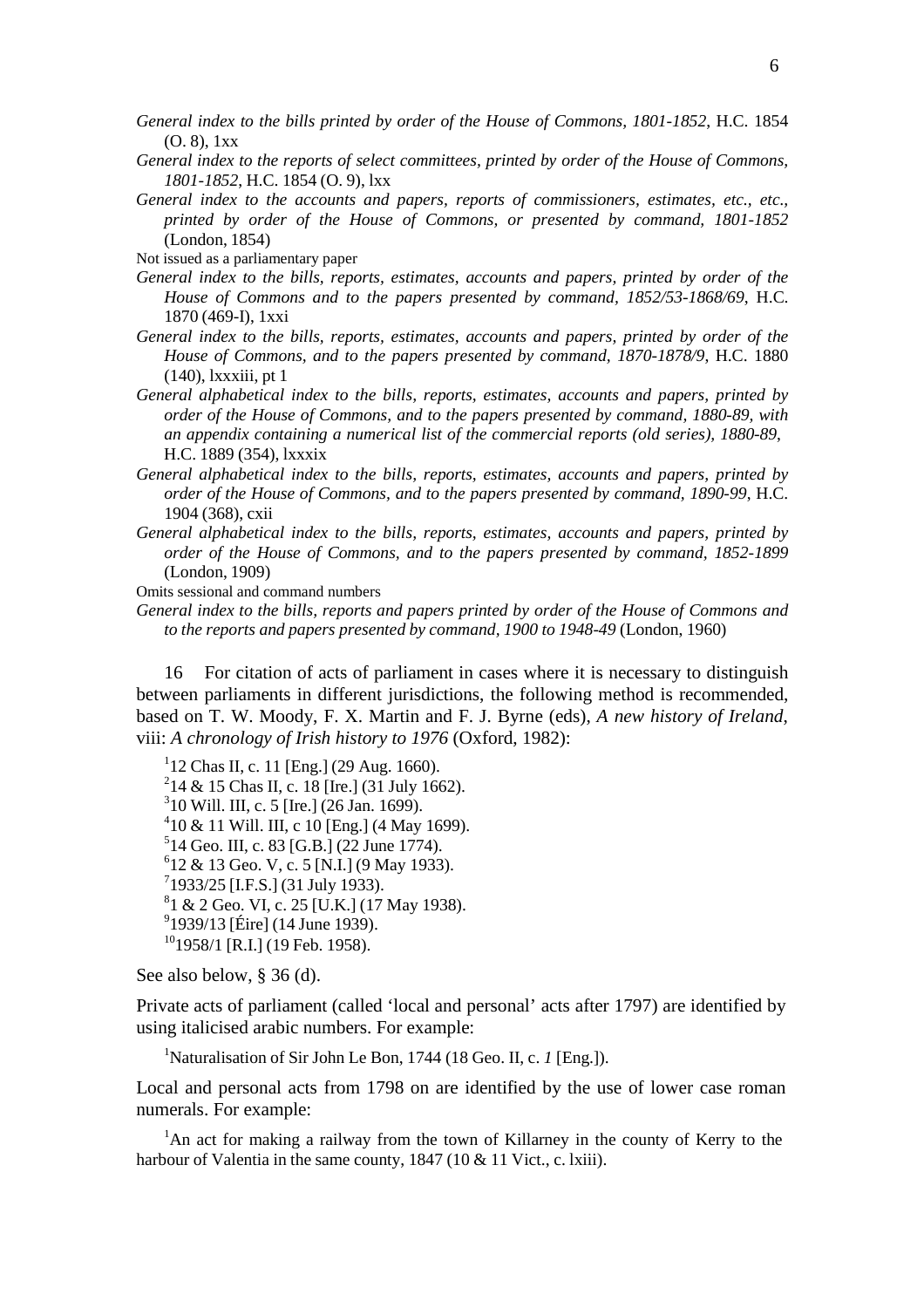*General index to the bills printed by order of the House of Commons, 1801-1852*, H.C. 1854 (O. 8), 1xx

*General index to the reports of select committees, printed by order of the House of Commons, 1801-1852*, H.C. 1854 (O. 9), lxx

*General index to the accounts and papers, reports of commissioners, estimates, etc., etc., printed by order of the House of Commons, or presented by command, 1801-1852* (London, 1854)

Not issued as a parliamentary paper

*General index to the bills, reports, estimates, accounts and papers, printed by order of the House of Commons and to the papers presented by command, 1852/53-1868/69*, H.C. 1870 (469-I), 1xxi

*General index to the bills, reports, estimates, accounts and papers, printed by order of the House of Commons, and to the papers presented by command, 1870-1878/9*, H.C. 1880 (140), lxxxiii, pt 1

*General alphabetical index to the bills, reports, estimates, accounts and papers, printed by order of the House of Commons, and to the papers presented by command, 1880-89, with an appendix containing a numerical list of the commercial reports (old series), 1880-89*, H.C. 1889 (354), lxxxix

*General alphabetical index to the bills, reports, estimates, accounts and papers, printed by order of the House of Commons, and to the papers presented by command, 1890-99*, H.C. 1904 (368), cxii

*General alphabetical index to the bills, reports, estimates, accounts and papers, printed by order of the House of Commons, and to the papers presented by command, 1852-1899* (London, 1909)

Omits sessional and command numbers

*General index to the bills, reports and papers printed by order of the House of Commons and to the reports and papers presented by command, 1900 to 1948-49* (London, 1960)

16 For citation of acts of parliament in cases where it is necessary to distinguish between parliaments in different jurisdictions, the following method is recommended, based on T. W. Moody, F. X. Martin and F. J. Byrne (eds), *A new history of Ireland*, viii: *A chronology of Irish history to 1976* (Oxford, 1982):

[1]12 Chas II, c. 11 [Eng.] (29 Aug. 1660).
[2]14 & 15 Chas II, c. 18 [Ire.] (31 July 1662).
[3]10 Will. III, c. 5 [Ire.] (26 Jan. 1699).
[4]10 & 11 Will. III, c 10 [Eng.] (4 May 1699).
[5]14 Geo. III, c. 83 [G.B.] (22 June 1774).
[6]12 & 13 Geo. V, c. 5 [N.I.] (9 May 1933).
[7]1933/25 [I.F.S.] (31 July 1933).
[8]1 & 2 Geo. VI, c. 25 [U.K.] (17 May 1938).
[9]1939/13 [Éire] (14 June 1939).
[10]1958/1 [R.I.] (19 Feb. 1958).

See also below, § 36 (d).

Private acts of parliament (called 'local and personal' acts after 1797) are identified by using italicised arabic numbers. For example:

[1]Naturalisation of Sir John Le Bon, 1744 (18 Geo. II, c. *1* [Eng.]).

Local and personal acts from 1798 on are identified by the use of lower case roman numerals. For example:

[1]An act for making a railway from the town of Killarney in the county of Kerry to the harbour of Valentia in the same county, 1847 (10 & 11 Vict., c. lxiii).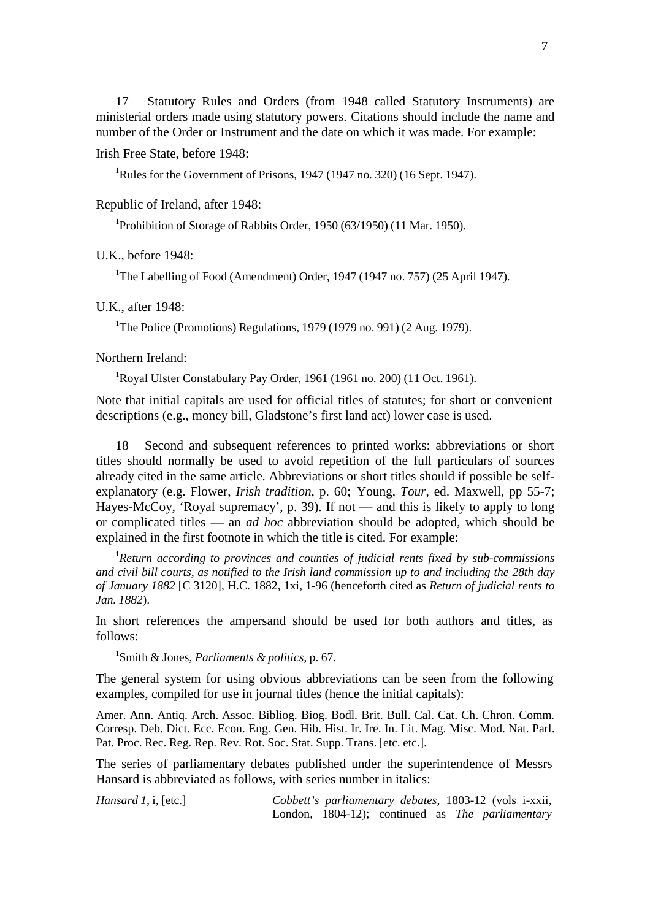17 Statutory Rules and Orders (from 1948 called Statutory Instruments) are ministerial orders made using statutory powers. Citations should include the name and number of the Order or Instrument and the date on which it was made. For example:

Irish Free State, before 1948:

> [1]Rules for the Government of Prisons, 1947 (1947 no. 320) (16 Sept. 1947).

Republic of Ireland, after 1948:

> [1]Prohibition of Storage of Rabbits Order, 1950 (63/1950) (11 Mar. 1950).

U.K., before 1948:

> [1]The Labelling of Food (Amendment) Order, 1947 (1947 no. 757) (25 April 1947).

U.K., after 1948:

> [1]The Police (Promotions) Regulations, 1979 (1979 no. 991) (2 Aug. 1979).

Northern Ireland:

> [1]Royal Ulster Constabulary Pay Order, 1961 (1961 no. 200) (11 Oct. 1961).

Note that initial capitals are used for official titles of statutes; for short or convenient descriptions (e.g., money bill, Gladstone's first land act) lower case is used.

18 Second and subsequent references to printed works: abbreviations or short titles should normally be used to avoid repetition of the full particulars of sources already cited in the same article. Abbreviations or short titles should if possible be self-explanatory (e.g. Flower, *Irish tradition*, p. 60; Young, *Tour*, ed. Maxwell, pp 55-7; Hayes-McCoy, 'Royal supremacy', p. 39). If not — and this is likely to apply to long or complicated titles — an *ad hoc* abbreviation should be adopted, which should be explained in the first footnote in which the title is cited. For example:

> [1]*Return according to provinces and counties of judicial rents fixed by sub-commissions and civil bill courts, as notified to the Irish land commission up to and including the 28th day of January 1882* [C 3120], H.C. 1882, 1xi, 1-96 (henceforth cited as *Return of judicial rents to Jan. 1882*).

In short references the ampersand should be used for both authors and titles, as follows:

> [1]Smith & Jones, *Parliaments & politics*, p. 67.

The general system for using obvious abbreviations can be seen from the following examples, compiled for use in journal titles (hence the initial capitals):

Amer. Ann. Antiq. Arch. Assoc. Bibliog. Biog. Bodl. Brit. Bull. Cal. Cat. Ch. Chron. Comm. Corresp. Deb. Dict. Ecc. Econ. Eng. Gen. Hib. Hist. Ir. Ire. In. Lit. Mag. Misc. Mod. Nat. Parl. Pat. Proc. Rec. Reg. Rep. Rev. Rot. Soc. Stat. Supp. Trans. [etc. etc.].

The series of parliamentary debates published under the superintendence of Messrs Hansard is abbreviated as follows, with series number in italics:

| | |
|---|---|
| *Hansard 1*, i, [etc.] | *Cobbett's parliamentary debates*, 1803-12 (vols i-xxii, London, 1804-12); continued as *The parliamentary* |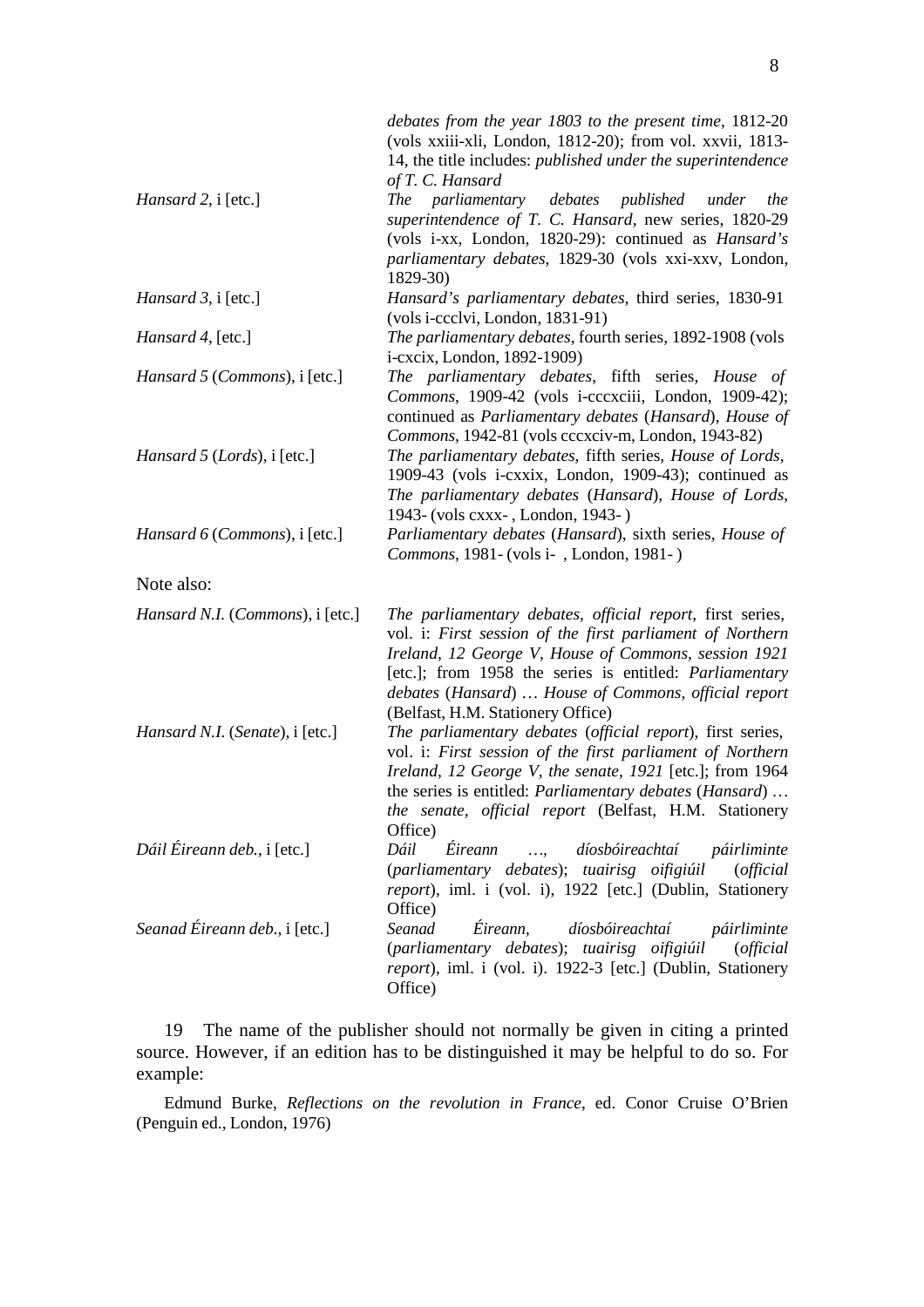| | |
|---|---|
| | *debates from the year 1803 to the present time*, 1812-20 (vols xxiii-xli, London, 1812-20); from vol. xxvii, 1813-14, the title includes: *published under the superintendence of T. C. Hansard* |
| *Hansard 2*, i [etc.] | *The parliamentary debates published under the superintendence of T. C. Hansard*, new series, 1820-29 (vols i-xx, London, 1820-29): continued as *Hansard's parliamentary debates*, 1829-30 (vols xxi-xxv, London, 1829-30) |
| *Hansard 3*, i [etc.] | *Hansard's parliamentary debates*, third series, 1830-91 (vols i-ccclvi, London, 1831-91) |
| *Hansard 4*, [etc.] | *The parliamentary debates*, fourth series, 1892-1908 (vols i-cxcix, London, 1892-1909) |
| *Hansard 5* (*Commons*), i [etc.] | *The parliamentary debates*, fifth series, *House of Commons*, 1909-42 (vols i-cccxciii, London, 1909-42); continued as *Parliamentary debates* (*Hansard*), *House of Commons*, 1942-81 (vols cccxciv-m, London, 1943-82) |
| *Hansard 5* (*Lords*), i [etc.] | *The parliamentary debates*, fifth series, *House of Lords*, 1909-43 (vols i-cxxix, London, 1909-43); continued as *The parliamentary debates* (*Hansard*), *House of Lords*, 1943- (vols cxxx- , London, 1943- ) |
| *Hansard 6* (*Commons*), i [etc.] | *Parliamentary debates* (*Hansard*), sixth series, *House of Commons*, 1981- (vols i- , London, 1981- ) |

Note also:

| | |
|---|---|
| *Hansard N.I.* (*Commons*), i [etc.] | *The parliamentary debates, official report*, first series, vol. i: *First session of the first parliament of Northern Ireland, 12 George V, House of Commons, session 1921* [etc.]; from 1958 the series is entitled: *Parliamentary debates* (*Hansard*) … *House of Commons, official report* (Belfast, H.M. Stationery Office) |
| *Hansard N.I.* (*Senate*), i [etc.] | *The parliamentary debates* (*official report*), first series, vol. i: *First session of the first parliament of Northern Ireland, 12 George V, the senate, 1921* [etc.]; from 1964 the series is entitled: *Parliamentary debates* (*Hansard*) … *the senate*, *official report* (Belfast, H.M. Stationery Office) |
| *Dáil Éireann deb.*, i [etc.] | *Dáil Éireann …, díosbóireachtaí páirliminte* (*parliamentary debates*); *tuairisg oifigiúil* (*official report*), iml. i (vol. i), 1922 [etc.] (Dublin, Stationery Office) |
| *Seanad Éireann deb.*, i [etc.] | *Seanad Éireann, díosbóireachtaí páirliminte* (*parliamentary debates*); *tuairisg oifigiúil* (*official report*), iml. i (vol. i). 1922-3 [etc.] (Dublin, Stationery Office) |

19 The name of the publisher should not normally be given in citing a printed source. However, if an edition has to be distinguished it may be helpful to do so. For example:

Edmund Burke, *Reflections on the revolution in France*, ed. Conor Cruise O'Brien (Penguin ed., London, 1976)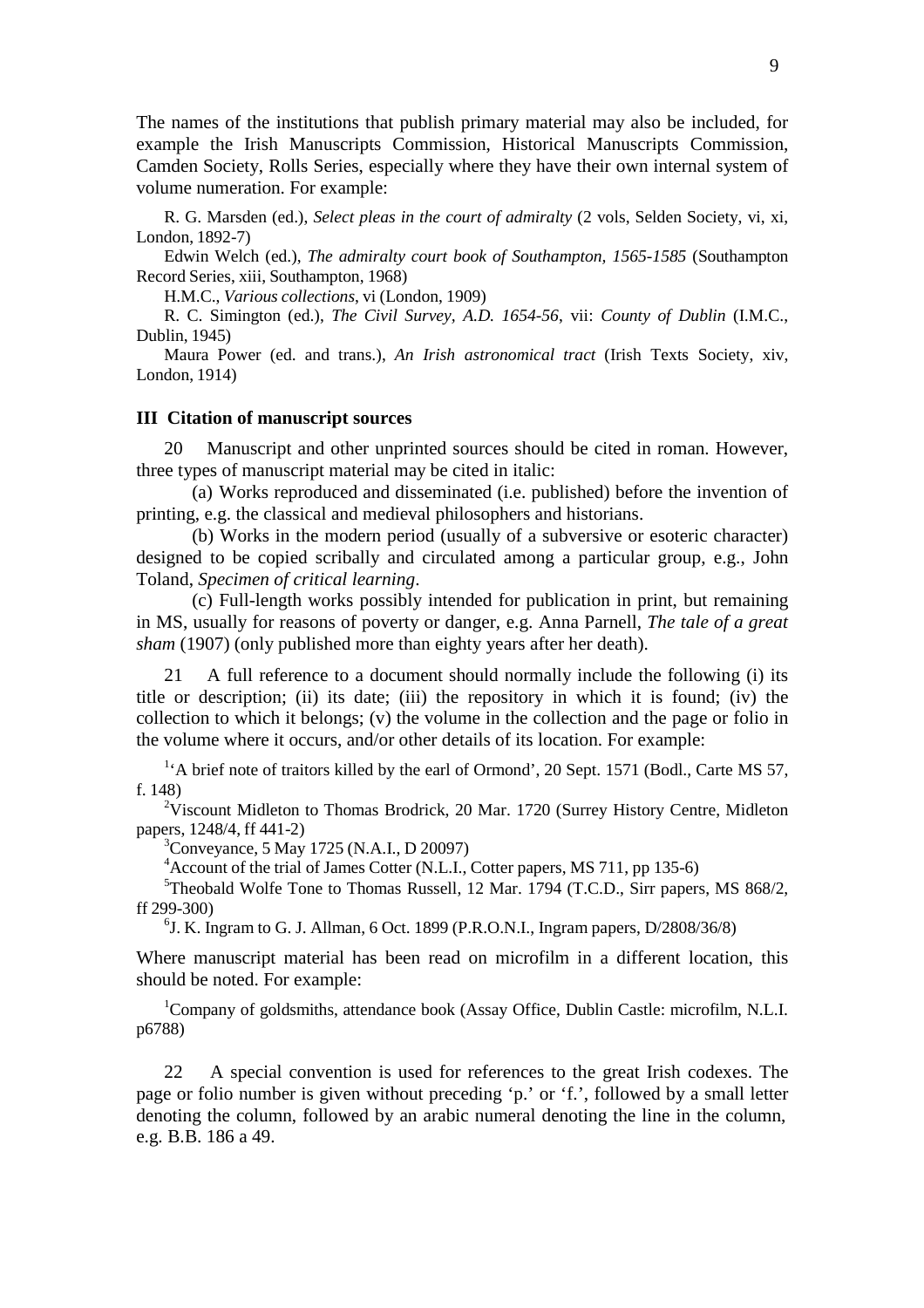The names of the institutions that publish primary material may also be included, for example the Irish Manuscripts Commission, Historical Manuscripts Commission, Camden Society, Rolls Series, especially where they have their own internal system of volume numeration. For example:

R. G. Marsden (ed.), *Select pleas in the court of admiralty* (2 vols, Selden Society, vi, xi, London, 1892-7)

Edwin Welch (ed.), *The admiralty court book of Southampton, 1565-1585* (Southampton Record Series, xiii, Southampton, 1968)

H.M.C., *Various collections*, vi (London, 1909)

R. C. Simington (ed.), *The Civil Survey, A.D. 1654-56*, vii: *County of Dublin* (I.M.C., Dublin, 1945)

Maura Power (ed. and trans.), *An Irish astronomical tract* (Irish Texts Society, xiv, London, 1914)

### III Citation of manuscript sources

20 Manuscript and other unprinted sources should be cited in roman. However, three types of manuscript material may be cited in italic:

(a) Works reproduced and disseminated (i.e. published) before the invention of printing, e.g. the classical and medieval philosophers and historians.

(b) Works in the modern period (usually of a subversive or esoteric character) designed to be copied scribally and circulated among a particular group, e.g., John Toland, *Specimen of critical learning*.

(c) Full-length works possibly intended for publication in print, but remaining in MS, usually for reasons of poverty or danger, e.g. Anna Parnell, *The tale of a great sham* (1907) (only published more than eighty years after her death).

21 A full reference to a document should normally include the following (i) its title or description; (ii) its date; (iii) the repository in which it is found; (iv) the collection to which it belongs; (v) the volume in the collection and the page or folio in the volume where it occurs, and/or other details of its location. For example:

[1]'A brief note of traitors killed by the earl of Ormond', 20 Sept. 1571 (Bodl., Carte MS 57, f. 148)

[2]Viscount Midleton to Thomas Brodrick, 20 Mar. 1720 (Surrey History Centre, Midleton papers, 1248/4, ff 441-2)

[3]Conveyance, 5 May 1725 (N.A.I., D 20097)

[4]Account of the trial of James Cotter (N.L.I., Cotter papers, MS 711, pp 135-6)

[5]Theobald Wolfe Tone to Thomas Russell, 12 Mar. 1794 (T.C.D., Sirr papers, MS 868/2, ff 299-300)

[6]J. K. Ingram to G. J. Allman, 6 Oct. 1899 (P.R.O.N.I., Ingram papers, D/2808/36/8)

Where manuscript material has been read on microfilm in a different location, this should be noted. For example:

[1]Company of goldsmiths, attendance book (Assay Office, Dublin Castle: microfilm, N.L.I. p6788)

22 A special convention is used for references to the great Irish codexes. The page or folio number is given without preceding 'p.' or 'f.', followed by a small letter denoting the column, followed by an arabic numeral denoting the line in the column, e.g. B.B. 186 a 49.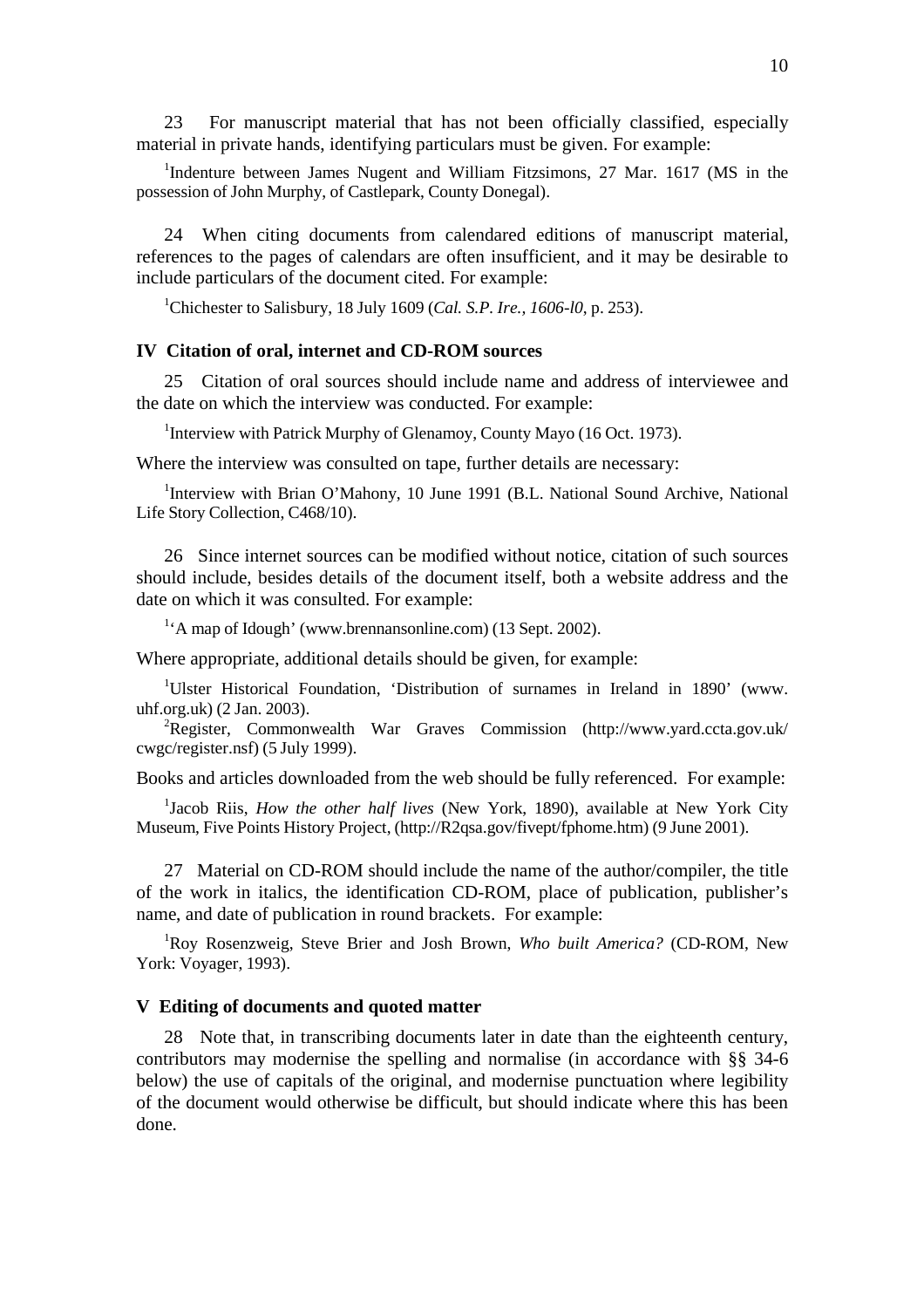23 For manuscript material that has not been officially classified, especially material in private hands, identifying particulars must be given. For example:

[1]Indenture between James Nugent and William Fitzsimons, 27 Mar. 1617 (MS in the possession of John Murphy, of Castlepark, County Donegal).

24 When citing documents from calendared editions of manuscript material, references to the pages of calendars are often insufficient, and it may be desirable to include particulars of the document cited. For example:

[1]Chichester to Salisbury, 18 July 1609 (*Cal. S.P. Ire., 1606-l0*, p. 253).

### IV Citation of oral, internet and CD-ROM sources

25 Citation of oral sources should include name and address of interviewee and the date on which the interview was conducted. For example:

[1]Interview with Patrick Murphy of Glenamoy, County Mayo (16 Oct. 1973).

Where the interview was consulted on tape, further details are necessary:

[1]Interview with Brian O'Mahony, 10 June 1991 (B.L. National Sound Archive, National Life Story Collection, C468/10).

26 Since internet sources can be modified without notice, citation of such sources should include, besides details of the document itself, both a website address and the date on which it was consulted. For example:

[1]'A map of Idough' (www.brennansonline.com) (13 Sept. 2002).

Where appropriate, additional details should be given, for example:

[1]Ulster Historical Foundation, 'Distribution of surnames in Ireland in 1890' (www. uhf.org.uk) (2 Jan. 2003).
[2]Register, Commonwealth War Graves Commission (http://www.yard.ccta.gov.uk/ cwgc/register.nsf) (5 July 1999).

Books and articles downloaded from the web should be fully referenced. For example:

[1]Jacob Riis, *How the other half lives* (New York, 1890), available at New York City Museum, Five Points History Project, (http://R2qsa.gov/fivept/fphome.htm) (9 June 2001).

27 Material on CD-ROM should include the name of the author/compiler, the title of the work in italics, the identification CD-ROM, place of publication, publisher's name, and date of publication in round brackets. For example:

[1]Roy Rosenzweig, Steve Brier and Josh Brown, *Who built America?* (CD-ROM, New York: Voyager, 1993).

### V Editing of documents and quoted matter

28 Note that, in transcribing documents later in date than the eighteenth century, contributors may modernise the spelling and normalise (in accordance with §§ 34-6 below) the use of capitals of the original, and modernise punctuation where legibility of the document would otherwise be difficult, but should indicate where this has been done.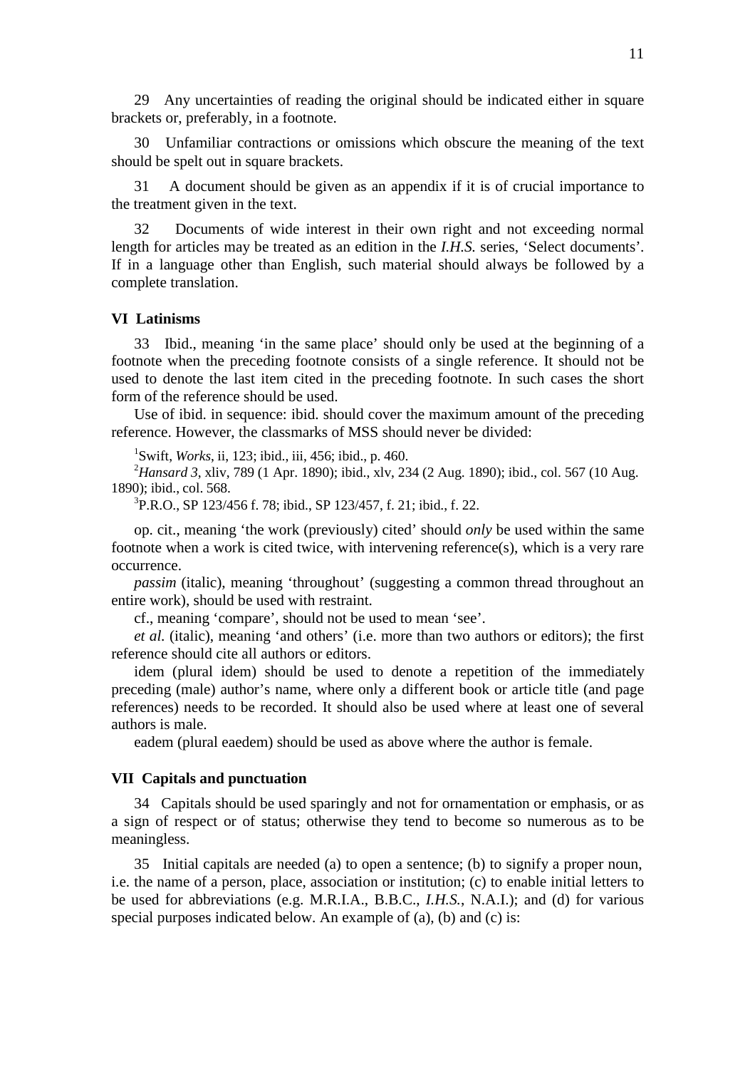29 Any uncertainties of reading the original should be indicated either in square brackets or, preferably, in a footnote.

30 Unfamiliar contractions or omissions which obscure the meaning of the text should be spelt out in square brackets.

31 A document should be given as an appendix if it is of crucial importance to the treatment given in the text.

32 Documents of wide interest in their own right and not exceeding normal length for articles may be treated as an edition in the *I.H.S.* series, 'Select documents'. If in a language other than English, such material should always be followed by a complete translation.

## VI Latinisms

33 Ibid., meaning 'in the same place' should only be used at the beginning of a footnote when the preceding footnote consists of a single reference. It should not be used to denote the last item cited in the preceding footnote. In such cases the short form of the reference should be used.

Use of ibid. in sequence: ibid. should cover the maximum amount of the preceding reference. However, the classmarks of MSS should never be divided:

[1]Swift, *Works*, ii, 123; ibid., iii, 456; ibid., p. 460.

[2]*Hansard 3*, xliv, 789 (1 Apr. 1890); ibid., xlv, 234 (2 Aug. 1890); ibid., col. 567 (10 Aug. 1890); ibid., col. 568.

[3]P.R.O., SP 123/456 f. 78; ibid., SP 123/457, f. 21; ibid., f. 22.

op. cit., meaning 'the work (previously) cited' should *only* be used within the same footnote when a work is cited twice, with intervening reference(s), which is a very rare occurrence.

*passim* (italic), meaning 'throughout' (suggesting a common thread throughout an entire work), should be used with restraint.

cf., meaning 'compare', should not be used to mean 'see'.

*et al.* (italic), meaning 'and others' (i.e. more than two authors or editors); the first reference should cite all authors or editors.

idem (plural idem) should be used to denote a repetition of the immediately preceding (male) author's name, where only a different book or article title (and page references) needs to be recorded. It should also be used where at least one of several authors is male.

eadem (plural eaedem) should be used as above where the author is female.

## VII Capitals and punctuation

34 Capitals should be used sparingly and not for ornamentation or emphasis, or as a sign of respect or of status; otherwise they tend to become so numerous as to be meaningless.

35 Initial capitals are needed (a) to open a sentence; (b) to signify a proper noun, i.e. the name of a person, place, association or institution; (c) to enable initial letters to be used for abbreviations (e.g. M.R.I.A., B.B.C., *I.H.S.*, N.A.I.); and (d) for various special purposes indicated below. An example of (a), (b) and (c) is: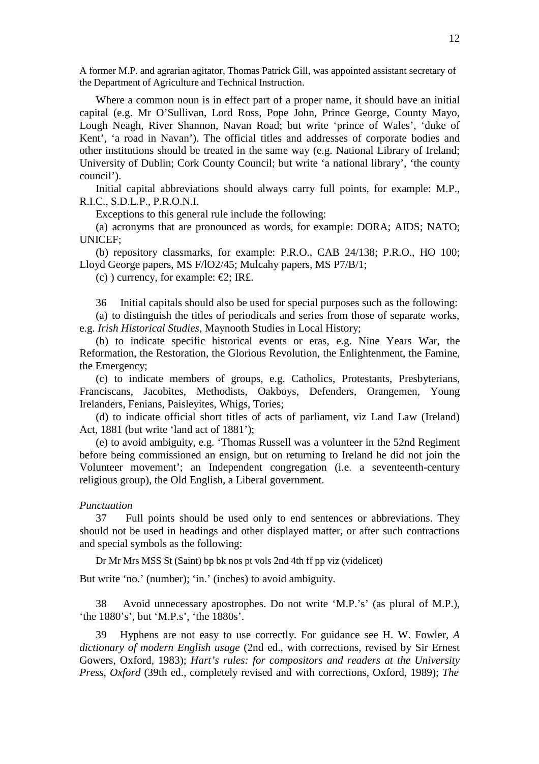A former M.P. and agrarian agitator, Thomas Patrick Gill, was appointed assistant secretary of the Department of Agriculture and Technical Instruction.

Where a common noun is in effect part of a proper name, it should have an initial capital (e.g. Mr O'Sullivan, Lord Ross, Pope John, Prince George, County Mayo, Lough Neagh, River Shannon, Navan Road; but write 'prince of Wales', 'duke of Kent', 'a road in Navan'). The official titles and addresses of corporate bodies and other institutions should be treated in the same way (e.g. National Library of Ireland; University of Dublin; Cork County Council; but write 'a national library', 'the county council').

Initial capital abbreviations should always carry full points, for example: M.P., R.I.C., S.D.L.P., P.R.O.N.I.

Exceptions to this general rule include the following:

(a) acronyms that are pronounced as words, for example: DORA; AIDS; NATO; UNICEF;

(b) repository classmarks, for example: P.R.O., CAB 24/138; P.R.O., HO 100; Lloyd George papers, MS F/lO2/45; Mulcahy papers, MS P7/B/1;

(c) ) currency, for example: €2; IR£.

36 Initial capitals should also be used for special purposes such as the following:

(a) to distinguish the titles of periodicals and series from those of separate works, e.g. *Irish Historical Studies*, Maynooth Studies in Local History;

(b) to indicate specific historical events or eras, e.g. Nine Years War, the Reformation, the Restoration, the Glorious Revolution, the Enlightenment, the Famine, the Emergency;

(c) to indicate members of groups, e.g. Catholics, Protestants, Presbyterians, Franciscans, Jacobites, Methodists, Oakboys, Defenders, Orangemen, Young Irelanders, Fenians, Paisleyites, Whigs, Tories;

(d) to indicate official short titles of acts of parliament, viz Land Law (Ireland) Act, 1881 (but write 'land act of 1881');

(e) to avoid ambiguity, e.g. 'Thomas Russell was a volunteer in the 52nd Regiment before being commissioned an ensign, but on returning to Ireland he did not join the Volunteer movement'; an Independent congregation (i.e. a seventeenth-century religious group), the Old English, a Liberal government.

*Punctuation*

37 Full points should be used only to end sentences or abbreviations. They should not be used in headings and other displayed matter, or after such contractions and special symbols as the following:

Dr Mr Mrs MSS St (Saint) bp bk nos pt vols 2nd 4th ff pp viz (videlicet)

But write 'no.' (number); 'in.' (inches) to avoid ambiguity.

38 Avoid unnecessary apostrophes. Do not write 'M.P.'s' (as plural of M.P.), 'the 1880's', but 'M.P.s', 'the 1880s'.

39 Hyphens are not easy to use correctly. For guidance see H. W. Fowler, *A dictionary of modern English usage* (2nd ed., with corrections, revised by Sir Ernest Gowers, Oxford, 1983); *Hart's rules: for compositors and readers at the University Press, Oxford* (39th ed., completely revised and with corrections, Oxford, 1989); *The*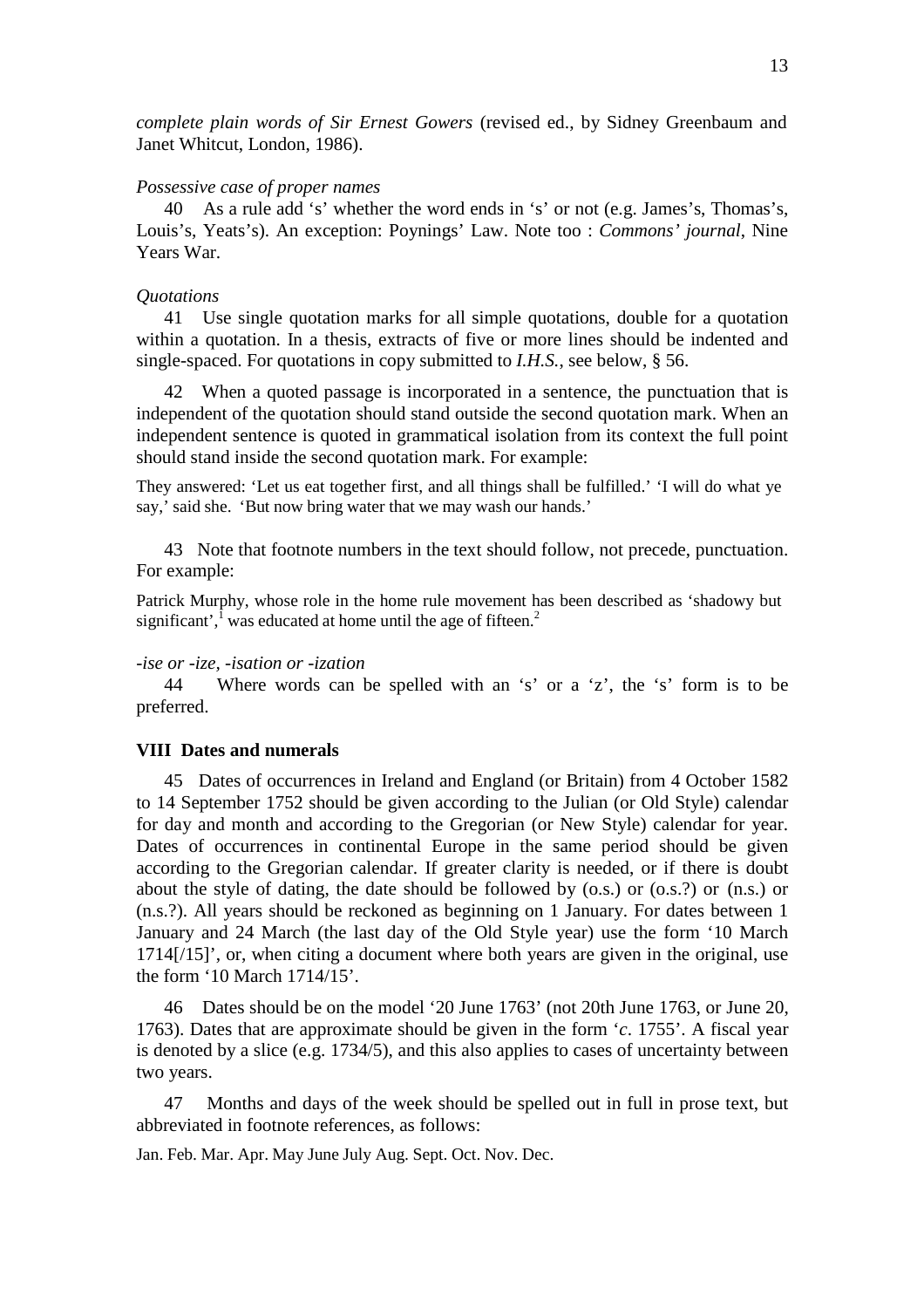*complete plain words of Sir Ernest Gowers* (revised ed., by Sidney Greenbaum and Janet Whitcut, London, 1986).

*Possessive case of proper names*

40 As a rule add 's' whether the word ends in 's' or not (e.g. James's, Thomas's, Louis's, Yeats's). An exception: Poynings' Law. Note too : *Commons' journal*, Nine Years War.

*Quotations*

41 Use single quotation marks for all simple quotations, double for a quotation within a quotation. In a thesis, extracts of five or more lines should be indented and single-spaced. For quotations in copy submitted to *I.H.S.*, see below, § 56.

42 When a quoted passage is incorporated in a sentence, the punctuation that is independent of the quotation should stand outside the second quotation mark. When an independent sentence is quoted in grammatical isolation from its context the full point should stand inside the second quotation mark. For example:

They answered: 'Let us eat together first, and all things shall be fulfilled.' 'I will do what ye say,' said she. 'But now bring water that we may wash our hands.'

43 Note that footnote numbers in the text should follow, not precede, punctuation. For example:

Patrick Murphy, whose role in the home rule movement has been described as 'shadowy but significant',[1] was educated at home until the age of fifteen.[2]

*-ise or -ize, -isation or -ization*

44 Where words can be spelled with an 's' or a 'z', the 's' form is to be preferred.

## VIII Dates and numerals

45 Dates of occurrences in Ireland and England (or Britain) from 4 October 1582 to 14 September 1752 should be given according to the Julian (or Old Style) calendar for day and month and according to the Gregorian (or New Style) calendar for year. Dates of occurrences in continental Europe in the same period should be given according to the Gregorian calendar. If greater clarity is needed, or if there is doubt about the style of dating, the date should be followed by (o.s.) or (o.s.?) or (n.s.) or (n.s.?). All years should be reckoned as beginning on 1 January. For dates between 1 January and 24 March (the last day of the Old Style year) use the form '10 March 1714[/15]', or, when citing a document where both years are given in the original, use the form '10 March 1714/15'.

46 Dates should be on the model '20 June 1763' (not 20th June 1763, or June 20, 1763). Dates that are approximate should be given in the form '*c*. 1755'. A fiscal year is denoted by a slice (e.g. 1734/5), and this also applies to cases of uncertainty between two years.

47 Months and days of the week should be spelled out in full in prose text, but abbreviated in footnote references, as follows:

Jan. Feb. Mar. Apr. May June July Aug. Sept. Oct. Nov. Dec.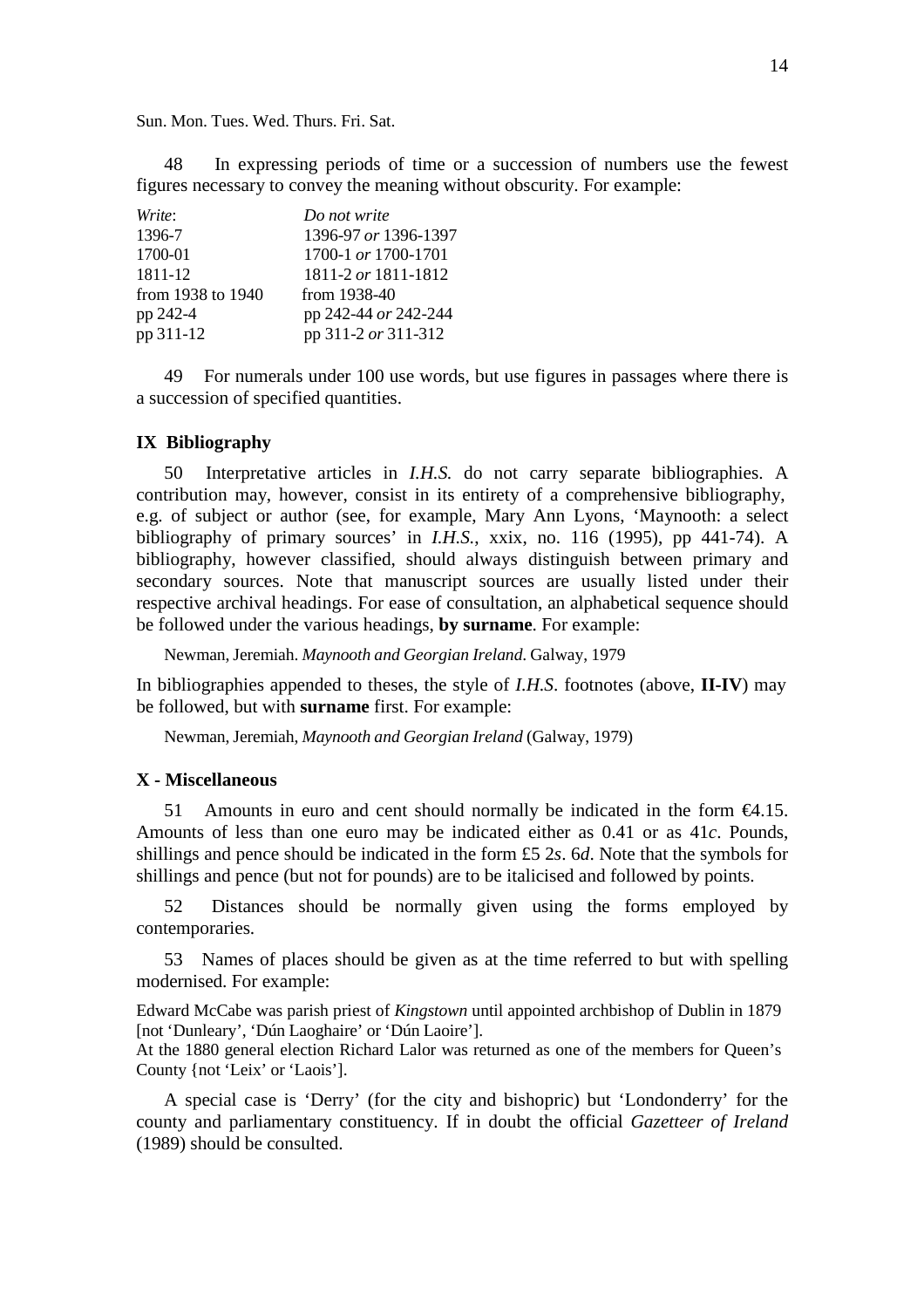Sun. Mon. Tues. Wed. Thurs. Fri. Sat.

48 In expressing periods of time or a succession of numbers use the fewest figures necessary to convey the meaning without obscurity. For example:

| *Write*: | *Do not write* |
|---|---|
| 1396-7 | 1396-97 *or* 1396-1397 |
| 1700-01 | 1700-1 *or* 1700-1701 |
| 1811-12 | 1811-2 *or* 1811-1812 |
| from 1938 to 1940 | from 1938-40 |
| pp 242-4 | pp 242-44 *or* 242-244 |
| pp 311-12 | pp 311-2 *or* 311-312 |

49 For numerals under 100 use words, but use figures in passages where there is a succession of specified quantities.

## IX Bibliography

50 Interpretative articles in *I.H.S.* do not carry separate bibliographies. A contribution may, however, consist in its entirety of a comprehensive bibliography, e.g. of subject or author (see, for example, Mary Ann Lyons, 'Maynooth: a select bibliography of primary sources' in *I.H.S.*, xxix, no. 116 (1995), pp 441-74). A bibliography, however classified, should always distinguish between primary and secondary sources. Note that manuscript sources are usually listed under their respective archival headings. For ease of consultation, an alphabetical sequence should be followed under the various headings, **by surname**. For example:

> Newman, Jeremiah. *Maynooth and Georgian Ireland*. Galway, 1979

In bibliographies appended to theses, the style of *I.H.S*. footnotes (above, **II-IV**) may be followed, but with **surname** first. For example:

> Newman, Jeremiah, *Maynooth and Georgian Ireland* (Galway, 1979)

## X - Miscellaneous

51 Amounts in euro and cent should normally be indicated in the form €4.15. Amounts of less than one euro may be indicated either as 0.41 or as 41*c*. Pounds, shillings and pence should be indicated in the form £5 2*s*. 6*d*. Note that the symbols for shillings and pence (but not for pounds) are to be italicised and followed by points.

52 Distances should be normally given using the forms employed by contemporaries.

53 Names of places should be given as at the time referred to but with spelling modernised. For example:

Edward McCabe was parish priest of *Kingstown* until appointed archbishop of Dublin in 1879 [not 'Dunleary', 'Dún Laoghaire' or 'Dún Laoire'].

At the 1880 general election Richard Lalor was returned as one of the members for Queen's County {not 'Leix' or 'Laois'].

A special case is 'Derry' (for the city and bishopric) but 'Londonderry' for the county and parliamentary constituency. If in doubt the official *Gazetteer of Ireland* (1989) should be consulted.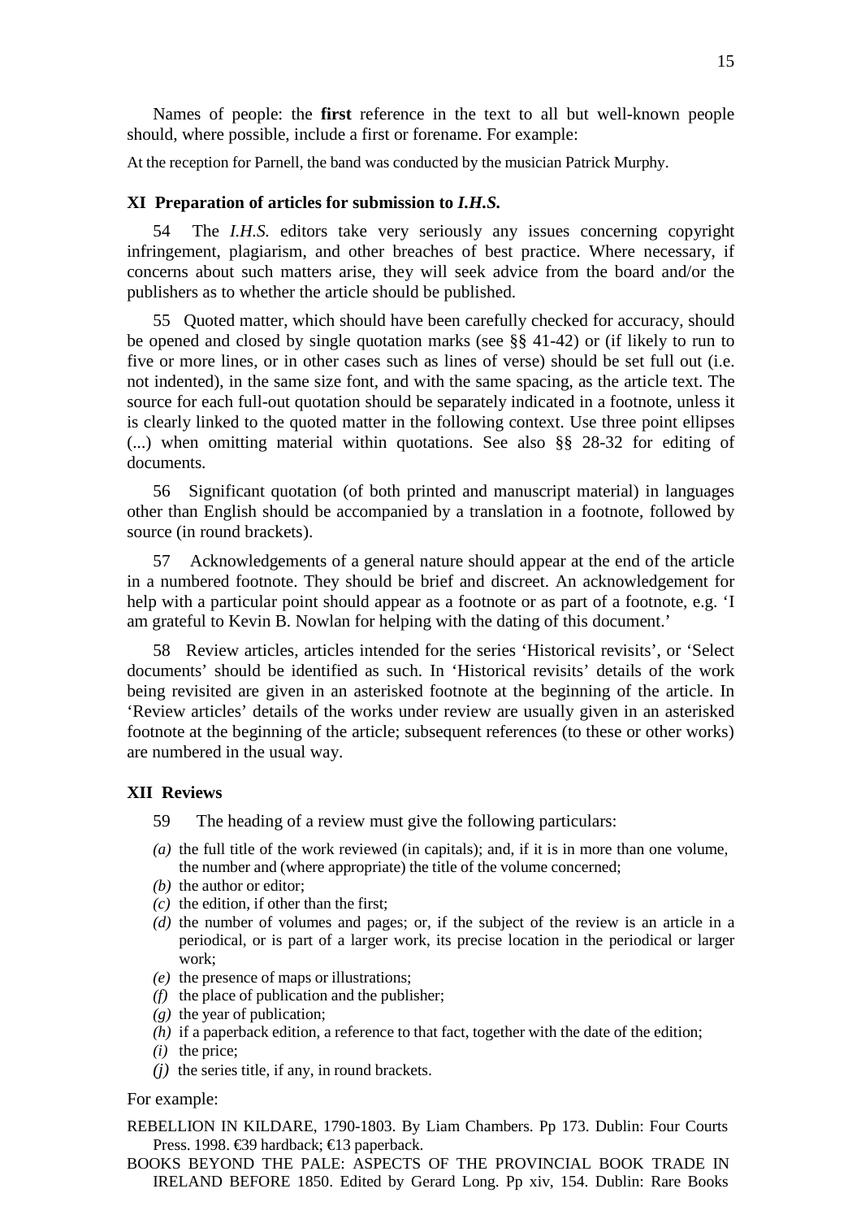Names of people: the **first** reference in the text to all but well-known people should, where possible, include a first or forename. For example:

At the reception for Parnell, the band was conducted by the musician Patrick Murphy.

## XI Preparation of articles for submission to *I.H.S.*

54 The *I.H.S.* editors take very seriously any issues concerning copyright infringement, plagiarism, and other breaches of best practice. Where necessary, if concerns about such matters arise, they will seek advice from the board and/or the publishers as to whether the article should be published.

55 Quoted matter, which should have been carefully checked for accuracy, should be opened and closed by single quotation marks (see §§ 41-42) or (if likely to run to five or more lines, or in other cases such as lines of verse) should be set full out (i.e. not indented), in the same size font, and with the same spacing, as the article text. The source for each full-out quotation should be separately indicated in a footnote, unless it is clearly linked to the quoted matter in the following context. Use three point ellipses (...) when omitting material within quotations. See also §§ 28-32 for editing of documents.

56 Significant quotation (of both printed and manuscript material) in languages other than English should be accompanied by a translation in a footnote, followed by source (in round brackets).

57 Acknowledgements of a general nature should appear at the end of the article in a numbered footnote. They should be brief and discreet. An acknowledgement for help with a particular point should appear as a footnote or as part of a footnote, e.g. 'I am grateful to Kevin B. Nowlan for helping with the dating of this document.'

58 Review articles, articles intended for the series 'Historical revisits', or 'Select documents' should be identified as such. In 'Historical revisits' details of the work being revisited are given in an asterisked footnote at the beginning of the article. In 'Review articles' details of the works under review are usually given in an asterisked footnote at the beginning of the article; subsequent references (to these or other works) are numbered in the usual way.

## XII Reviews

59 The heading of a review must give the following particulars:

*(a)* the full title of the work reviewed (in capitals); and, if it is in more than one volume, the number and (where appropriate) the title of the volume concerned;
*(b)* the author or editor;
*(c)* the edition, if other than the first;
*(d)* the number of volumes and pages; or, if the subject of the review is an article in a periodical, or is part of a larger work, its precise location in the periodical or larger work;
*(e)* the presence of maps or illustrations;
*(f)* the place of publication and the publisher;
*(g)* the year of publication;
*(h)* if a paperback edition, a reference to that fact, together with the date of the edition;
*(i)* the price;
*(j)* the series title, if any, in round brackets.

For example:

REBELLION IN KILDARE, 1790-1803. By Liam Chambers. Pp 173. Dublin: Four Courts Press. 1998. €39 hardback; €13 paperback.

BOOKS BEYOND THE PALE: ASPECTS OF THE PROVINCIAL BOOK TRADE IN IRELAND BEFORE 1850. Edited by Gerard Long. Pp xiv, 154. Dublin: Rare Books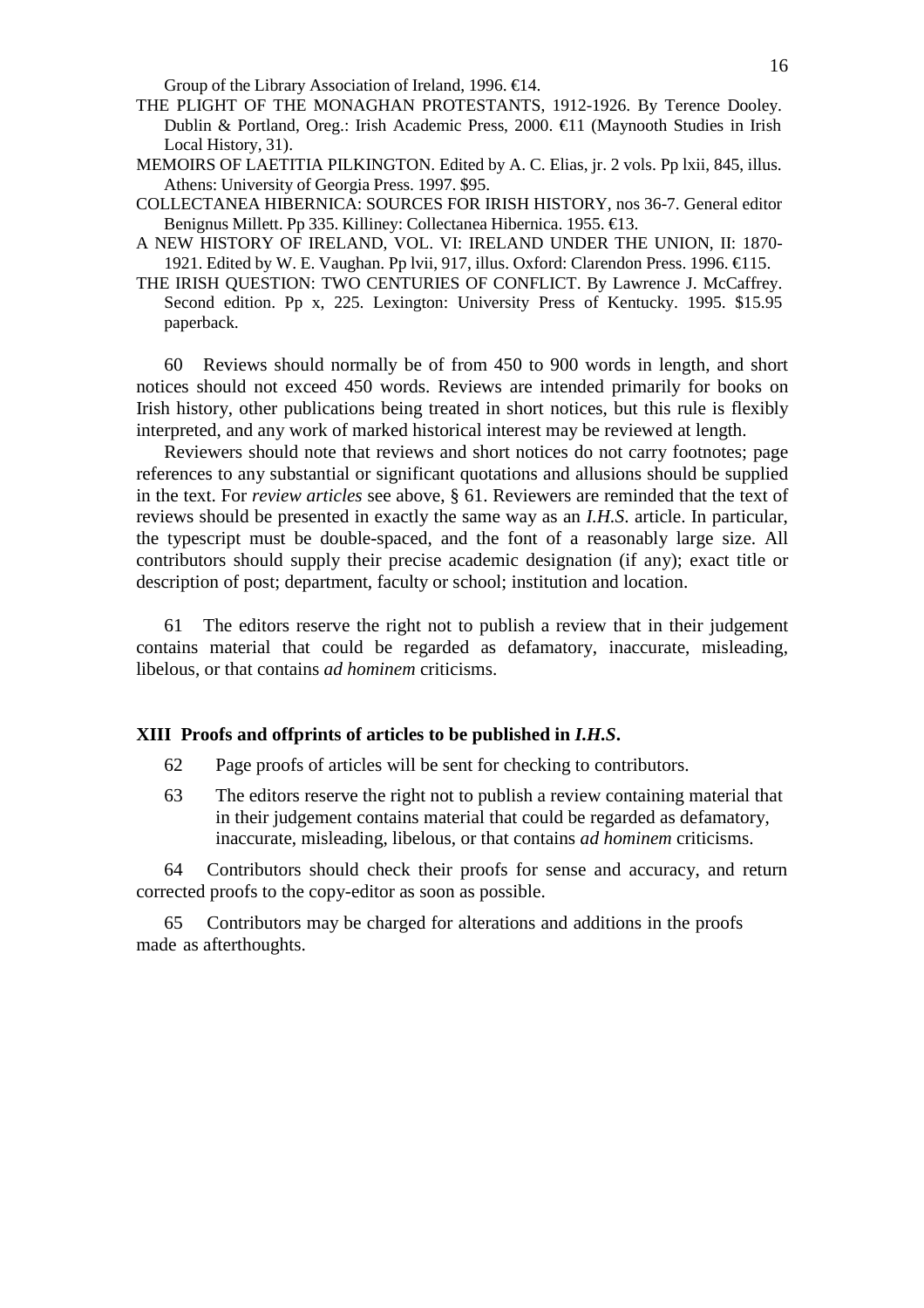Group of the Library Association of Ireland, 1996. €14.

THE PLIGHT OF THE MONAGHAN PROTESTANTS, 1912-1926. By Terence Dooley. Dublin & Portland, Oreg.: Irish Academic Press, 2000. €11 (Maynooth Studies in Irish Local History, 31).

MEMOIRS OF LAETITIA PILKINGTON. Edited by A. C. Elias, jr. 2 vols. Pp lxii, 845, illus. Athens: University of Georgia Press. 1997. $95.

COLLECTANEA HIBERNICA: SOURCES FOR IRISH HISTORY, nos 36-7. General editor Benignus Millett. Pp 335. Killiney: Collectanea Hibernica. 1955. €13.

A NEW HISTORY OF IRELAND, VOL. VI: IRELAND UNDER THE UNION, II: 1870-1921. Edited by W. E. Vaughan. Pp lvii, 917, illus. Oxford: Clarendon Press. 1996. €115.

THE IRISH QUESTION: TWO CENTURIES OF CONFLICT. By Lawrence J. McCaffrey. Second edition. Pp x, 225. Lexington: University Press of Kentucky. 1995. $15.95 paperback.

60 Reviews should normally be of from 450 to 900 words in length, and short notices should not exceed 450 words. Reviews are intended primarily for books on Irish history, other publications being treated in short notices, but this rule is flexibly interpreted, and any work of marked historical interest may be reviewed at length.

Reviewers should note that reviews and short notices do not carry footnotes; page references to any substantial or significant quotations and allusions should be supplied in the text. For *review articles* see above, § 61. Reviewers are reminded that the text of reviews should be presented in exactly the same way as an *I.H.S.* article. In particular, the typescript must be double-spaced, and the font of a reasonably large size. All contributors should supply their precise academic designation (if any); exact title or description of post; department, faculty or school; institution and location.

61 The editors reserve the right not to publish a review that in their judgement contains material that could be regarded as defamatory, inaccurate, misleading, libelous, or that contains *ad hominem* criticisms.

## XIII Proofs and offprints of articles to be published in *I.H.S.*

62 Page proofs of articles will be sent for checking to contributors.

63 The editors reserve the right not to publish a review containing material that in their judgement contains material that could be regarded as defamatory, inaccurate, misleading, libelous, or that contains *ad hominem* criticisms.

64 Contributors should check their proofs for sense and accuracy, and return corrected proofs to the copy-editor as soon as possible.

65 Contributors may be charged for alterations and additions in the proofs made as afterthoughts.